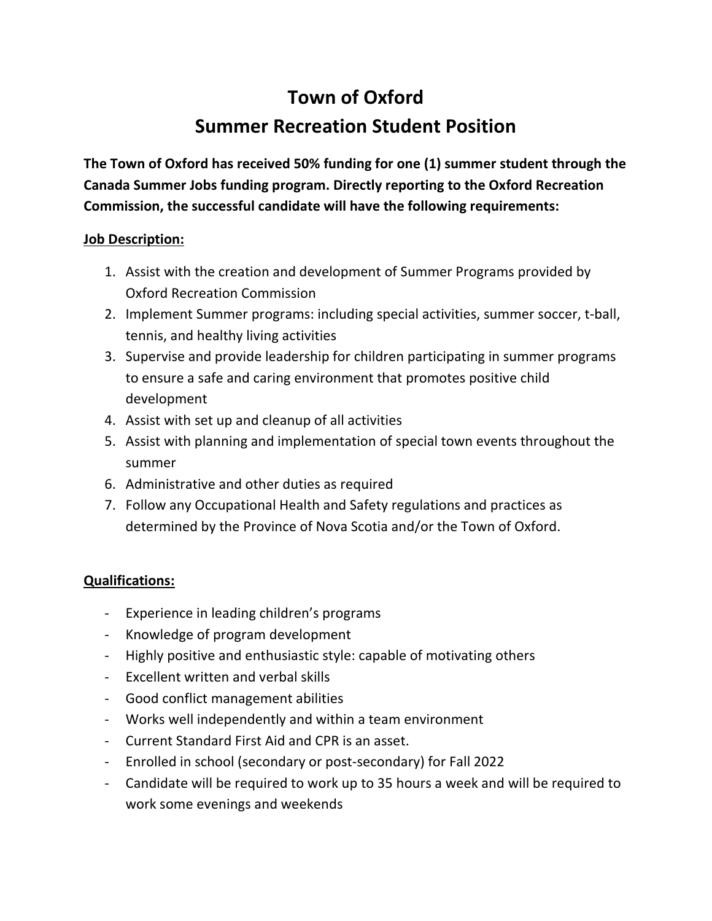# Town of Oxford

## Summer Recreation Student Position

**The Town of Oxford has received 50% funding for one (1) summer student through the Canada Summer Jobs funding program. Directly reporting to the Oxford Recreation Commission, the successful candidate will have the following requirements:**

**Job Description:**

1. Assist with the creation and development of Summer Programs provided by Oxford Recreation Commission
2. Implement Summer programs: including special activities, summer soccer, t-ball, tennis, and healthy living activities
3. Supervise and provide leadership for children participating in summer programs to ensure a safe and caring environment that promotes positive child development
4. Assist with set up and cleanup of all activities
5. Assist with planning and implementation of special town events throughout the summer
6. Administrative and other duties as required
7. Follow any Occupational Health and Safety regulations and practices as determined by the Province of Nova Scotia and/or the Town of Oxford.

**Qualifications:**

- Experience in leading children's programs
- Knowledge of program development
- Highly positive and enthusiastic style: capable of motivating others
- Excellent written and verbal skills
- Good conflict management abilities
- Works well independently and within a team environment
- Current Standard First Aid and CPR is an asset.
- Enrolled in school (secondary or post-secondary) for Fall 2022
- Candidate will be required to work up to 35 hours a week and will be required to work some evenings and weekends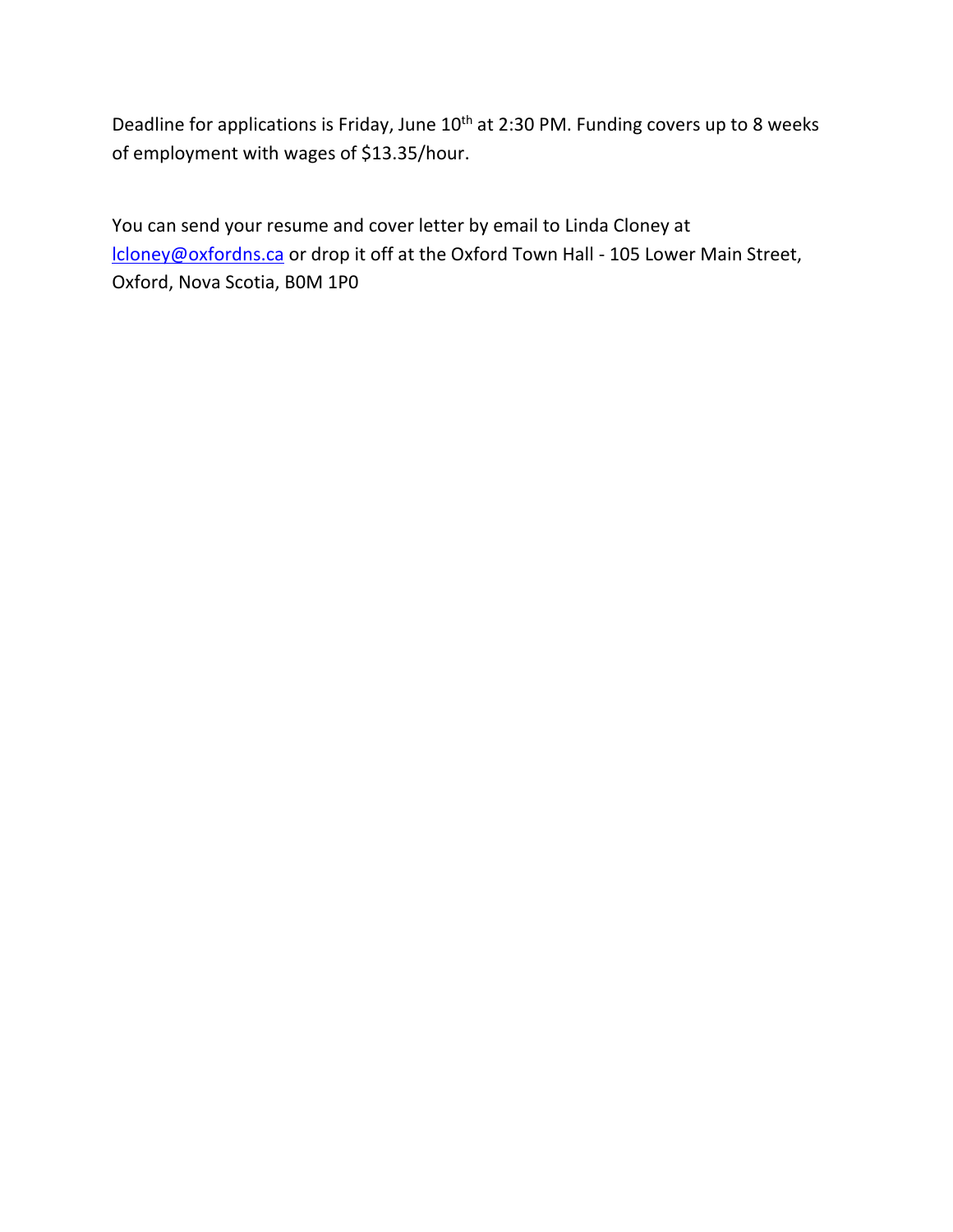Deadline for applications is Friday, June 10th at 2:30 PM. Funding covers up to 8 weeks of employment with wages of $13.35/hour.

You can send your resume and cover letter by email to Linda Cloney at lcloney@oxfordns.ca or drop it off at the Oxford Town Hall - 105 Lower Main Street, Oxford, Nova Scotia, B0M 1P0